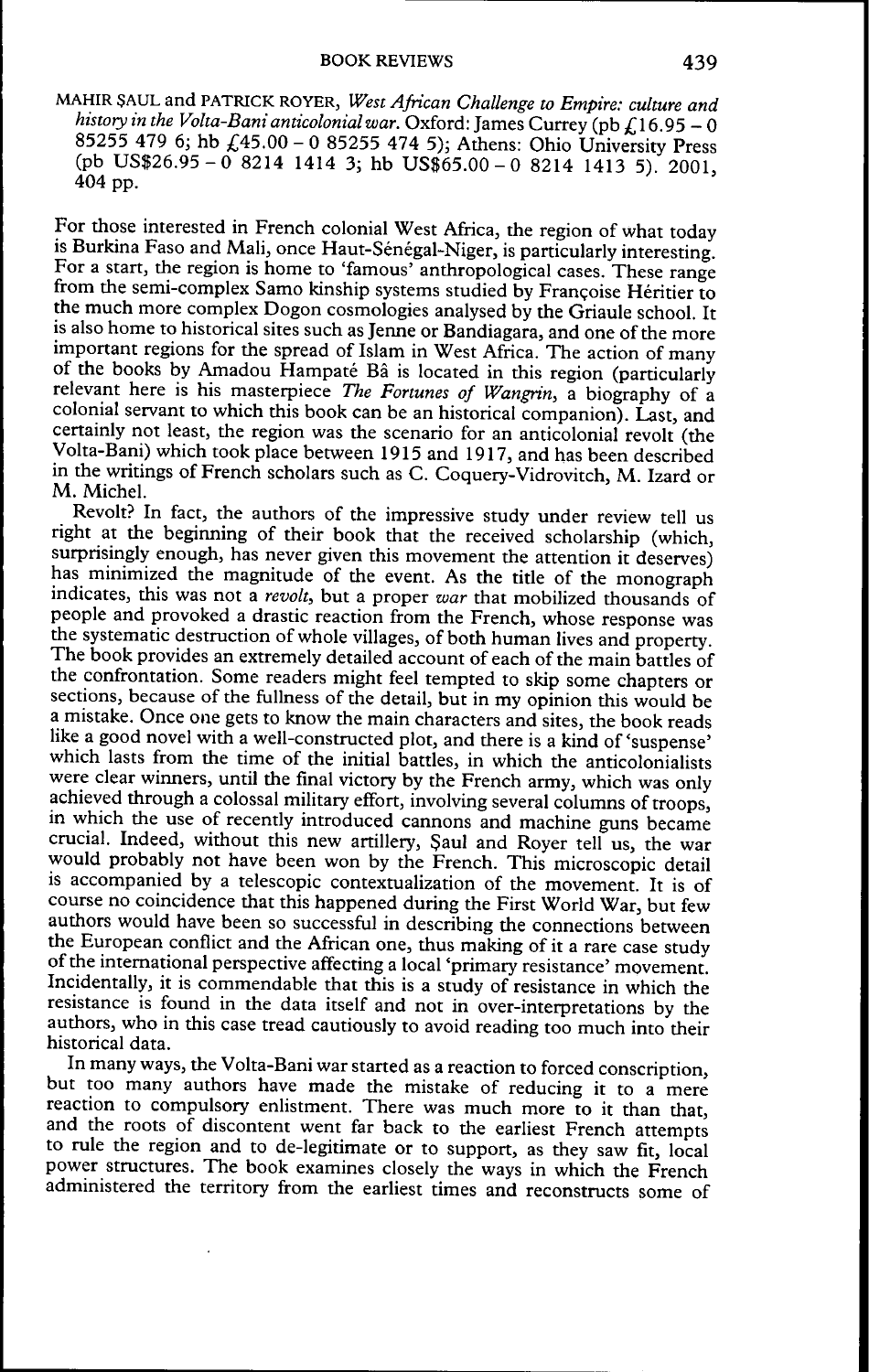MAHIR ŞAUL and PATRICK ROYER, *West African Challenge to Empire: culture and history in the Volta-Bani anticolonial war*. Oxford: James Currey (pb £16.95 – 0 85255 479 6; hb £45.00 – 0 85255 474 5); Athens: Ohio University Press (pb US$26.95 – 0 8214 1414 3; hb US$65.00 – 0 8214 1413 5). 2001, 404 pp.

For those interested in French colonial West Africa, the region of what today is Burkina Faso and Mali, once Haut-Sénégal-Niger, is particularly interesting. For a start, the region is home to 'famous' anthropological cases. These range from the semi-complex Samo kinship systems studied by Françoise Héritier to the much more complex Dogon cosmologies analysed by the Griaule school. It is also home to historical sites such as Jenne or Bandiagara, and one of the more important regions for the spread of Islam in West Africa. The action of many of the books by Amadou Hampaté Bâ is located in this region (particularly relevant here is his masterpiece *The Fortunes of Wangrin*, a biography of a colonial servant to which this book can be an historical companion). Last, and certainly not least, the region was the scenario for an anticolonial revolt (the Volta-Bani) which took place between 1915 and 1917, and has been described in the writings of French scholars such as C. Coquery-Vidrovitch, M. Izard or M. Michel.

Revolt? In fact, the authors of the impressive study under review tell us right at the beginning of their book that the received scholarship (which, surprisingly enough, has never given this movement the attention it deserves) has minimized the magnitude of the event. As the title of the monograph indicates, this was not a *revolt*, but a proper *war* that mobilized thousands of people and provoked a drastic reaction from the French, whose response was the systematic destruction of whole villages, of both human lives and property. The book provides an extremely detailed account of each of the main battles of the confrontation. Some readers might feel tempted to skip some chapters or sections, because of the fullness of the detail, but in my opinion this would be a mistake. Once one gets to know the main characters and sites, the book reads like a good novel with a well-constructed plot, and there is a kind of 'suspense' which lasts from the time of the initial battles, in which the anticolonialists were clear winners, until the final victory by the French army, which was only achieved through a colossal military effort, involving several columns of troops, in which the use of recently introduced cannons and machine guns became crucial. Indeed, without this new artillery, Şaul and Royer tell us, the war would probably not have been won by the French. This microscopic detail is accompanied by a telescopic contextualization of the movement. It is of course no coincidence that this happened during the First World War, but few authors would have been so successful in describing the connections between the European conflict and the African one, thus making of it a rare case study of the international perspective affecting a local 'primary resistance' movement. Incidentally, it is commendable that this is a study of resistance in which the resistance is found in the data itself and not in over-interpretations by the authors, who in this case tread cautiously to avoid reading too much into their historical data.

In many ways, the Volta-Bani war started as a reaction to forced conscription, but too many authors have made the mistake of reducing it to a mere reaction to compulsory enlistment. There was much more to it than that, and the roots of discontent went far back to the earliest French attempts to rule the region and to de-legitimate or to support, as they saw fit, local power structures. The book examines closely the ways in which the French administered the territory from the earliest times and reconstructs some of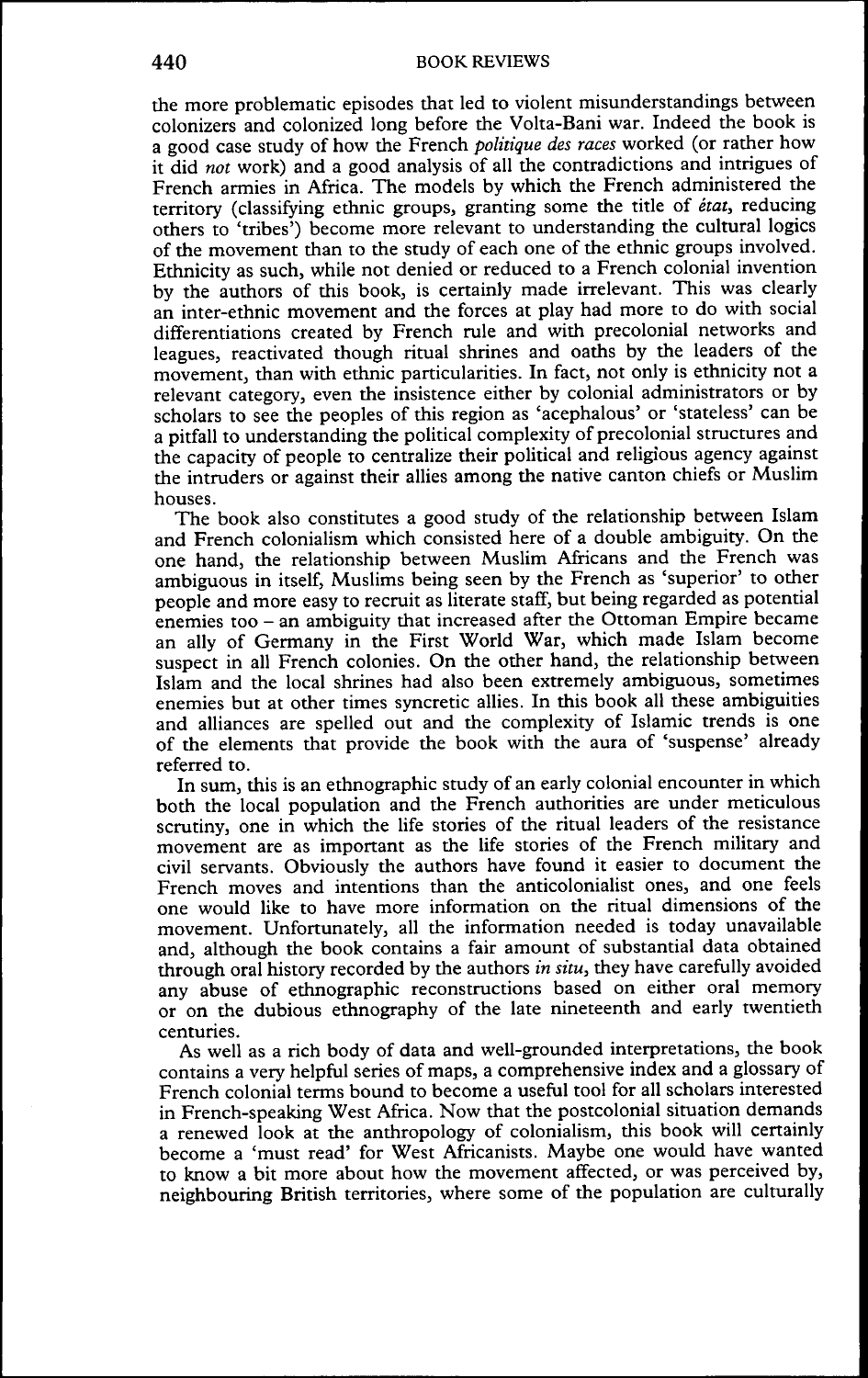the more problematic episodes that led to violent misunderstandings between colonizers and colonized long before the Volta-Bani war. Indeed the book is a good case study of how the French *politique des races* worked (or rather how it did *not* work) and a good analysis of all the contradictions and intrigues of French armies in Africa. The models by which the French administered the territory (classifying ethnic groups, granting some the title of *état*, reducing others to 'tribes') become more relevant to understanding the cultural logics of the movement than to the study of each one of the ethnic groups involved. Ethnicity as such, while not denied or reduced to a French colonial invention by the authors of this book, is certainly made irrelevant. This was clearly an inter-ethnic movement and the forces at play had more to do with social differentiations created by French rule and with precolonial networks and leagues, reactivated though ritual shrines and oaths by the leaders of the movement, than with ethnic particularities. In fact, not only is ethnicity not a relevant category, even the insistence either by colonial administrators or by scholars to see the peoples of this region as 'acephalous' or 'stateless' can be a pitfall to understanding the political complexity of precolonial structures and the capacity of people to centralize their political and religious agency against the intruders or against their allies among the native canton chiefs or Muslim houses.

The book also constitutes a good study of the relationship between Islam and French colonialism which consisted here of a double ambiguity. On the one hand, the relationship between Muslim Africans and the French was ambiguous in itself, Muslims being seen by the French as 'superior' to other people and more easy to recruit as literate staff, but being regarded as potential enemies too – an ambiguity that increased after the Ottoman Empire became an ally of Germany in the First World War, which made Islam become suspect in all French colonies. On the other hand, the relationship between Islam and the local shrines had also been extremely ambiguous, sometimes enemies but at other times syncretic allies. In this book all these ambiguities and alliances are spelled out and the complexity of Islamic trends is one of the elements that provide the book with the aura of 'suspense' already referred to.

In sum, this is an ethnographic study of an early colonial encounter in which both the local population and the French authorities are under meticulous scrutiny, one in which the life stories of the ritual leaders of the resistance movement are as important as the life stories of the French military and civil servants. Obviously the authors have found it easier to document the French moves and intentions than the anticolonialist ones, and one feels one would like to have more information on the ritual dimensions of the movement. Unfortunately, all the information needed is today unavailable and, although the book contains a fair amount of substantial data obtained through oral history recorded by the authors *in situ*, they have carefully avoided any abuse of ethnographic reconstructions based on either oral memory or on the dubious ethnography of the late nineteenth and early twentieth centuries.

As well as a rich body of data and well-grounded interpretations, the book contains a very helpful series of maps, a comprehensive index and a glossary of French colonial terms bound to become a useful tool for all scholars interested in French-speaking West Africa. Now that the postcolonial situation demands a renewed look at the anthropology of colonialism, this book will certainly become a 'must read' for West Africanists. Maybe one would have wanted to know a bit more about how the movement affected, or was perceived by, neighbouring British territories, where some of the population are culturally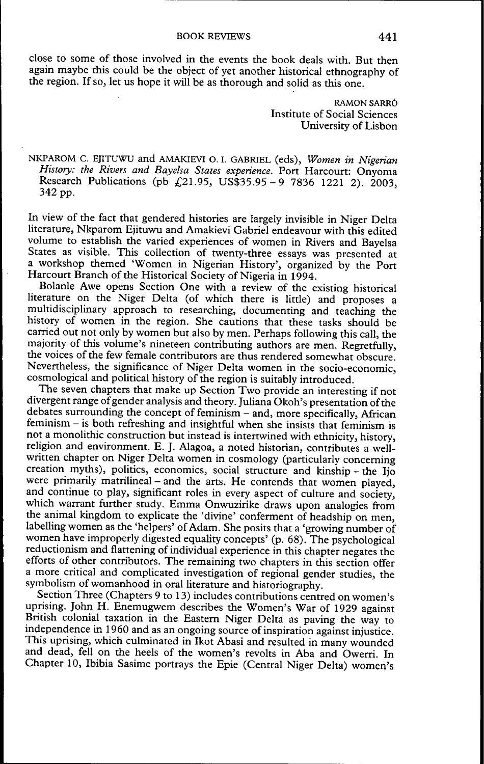close to some of those involved in the events the book deals with. But then again maybe this could be the object of yet another historical ethnography of the region. If so, let us hope it will be as thorough and solid as this one.

RAMON SARRÓ
Institute of Social Sciences
University of Lisbon

NKPAROM C. EJITUWU and AMAKIEVI O. I. GABRIEL (eds), *Women in Nigerian History: the Rivers and Bayelsa States experience*. Port Harcourt: Onyoma Research Publications (pb £21.95, US$35.95 – 9 7836 1221 2). 2003, 342 pp.

In view of the fact that gendered histories are largely invisible in Niger Delta literature, Nkparom Ejituwu and Amakievi Gabriel endeavour with this edited volume to establish the varied experiences of women in Rivers and Bayelsa States as visible. This collection of twenty-three essays was presented at a workshop themed 'Women in Nigerian History', organized by the Port Harcourt Branch of the Historical Society of Nigeria in 1994.

Bolanle Awe opens Section One with a review of the existing historical literature on the Niger Delta (of which there is little) and proposes a multidisciplinary approach to researching, documenting and teaching the history of women in the region. She cautions that these tasks should be carried out not only by women but also by men. Perhaps following this call, the majority of this volume's nineteen contributing authors are men. Regretfully, the voices of the few female contributors are thus rendered somewhat obscure. Nevertheless, the significance of Niger Delta women in the socio-economic, cosmological and political history of the region is suitably introduced.

The seven chapters that make up Section Two provide an interesting if not divergent range of gender analysis and theory. Juliana Okoh's presentation of the debates surrounding the concept of feminism – and, more specifically, African feminism – is both refreshing and insightful when she insists that feminism is not a monolithic construction but instead is intertwined with ethnicity, history, religion and environment. E. J. Alagoa, a noted historian, contributes a well-written chapter on Niger Delta women in cosmology (particularly concerning creation myths), politics, economics, social structure and kinship – the Ijo were primarily matrilineal – and the arts. He contends that women played, and continue to play, significant roles in every aspect of culture and society, which warrant further study. Emma Onwuzirike draws upon analogies from the animal kingdom to explicate the 'divine' conferment of headship on men, labelling women as the 'helpers' of Adam. She posits that a 'growing number of women have improperly digested equality concepts' (p. 68). The psychological reductionism and flattening of individual experience in this chapter negates the efforts of other contributors. The remaining two chapters in this section offer a more critical and complicated investigation of regional gender studies, the symbolism of womanhood in oral literature and historiography.

Section Three (Chapters 9 to 13) includes contributions centred on women's uprising. John H. Enemugwem describes the Women's War of 1929 against British colonial taxation in the Eastern Niger Delta as paving the way to independence in 1960 and as an ongoing source of inspiration against injustice. This uprising, which culminated in Ikot Abasi and resulted in many wounded and dead, fell on the heels of the women's revolts in Aba and Owerri. In Chapter 10, Ibibia Sasime portrays the Epie (Central Niger Delta) women's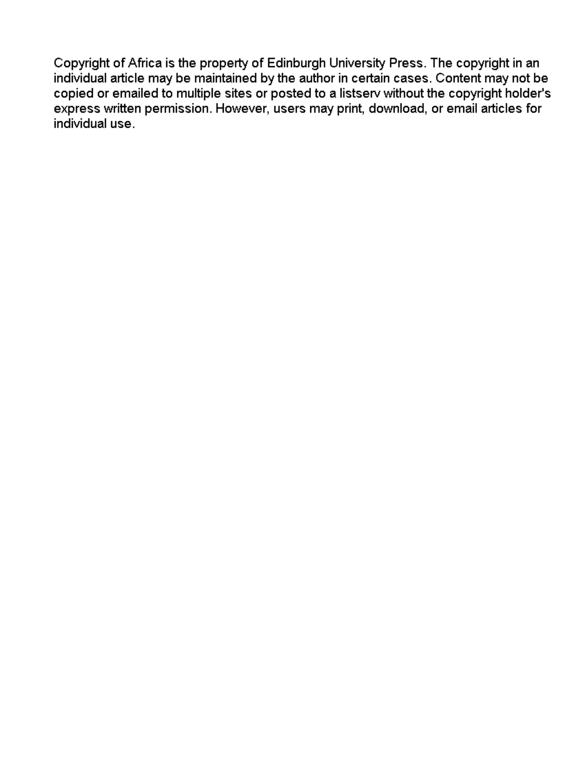Copyright of Africa is the property of Edinburgh University Press. The copyright in an individual article may be maintained by the author in certain cases. Content may not be copied or emailed to multiple sites or posted to a listserv without the copyright holder's express written permission. However, users may print, download, or email articles for individual use.